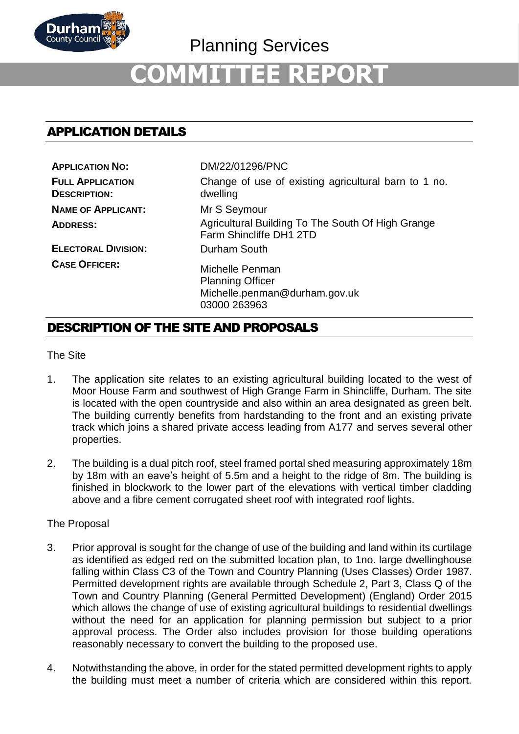Planning Services

# COMMITTEE REPORT

## APPLICATION DETAILS

| | |
|---|---|
| **APPLICATION NO:** | DM/22/01296/PNC |
| **FULL APPLICATION DESCRIPTION:** | Change of use of existing agricultural barn to 1 no. dwelling |
| **NAME OF APPLICANT:** | Mr S Seymour |
| **ADDRESS:** | Agricultural Building To The South Of High Grange Farm Shincliffe DH1 2TD |
| **ELECTORAL DIVISION:** | Durham South |
| **CASE OFFICER:** | Michelle Penman<br>Planning Officer<br>Michelle.penman@durham.gov.uk<br>03000 263963 |

## DESCRIPTION OF THE SITE AND PROPOSALS

The Site

1. The application site relates to an existing agricultural building located to the west of Moor House Farm and southwest of High Grange Farm in Shincliffe, Durham. The site is located with the open countryside and also within an area designated as green belt. The building currently benefits from hardstanding to the front and an existing private track which joins a shared private access leading from A177 and serves several other properties.

2. The building is a dual pitch roof, steel framed portal shed measuring approximately 18m by 18m with an eave's height of 5.5m and a height to the ridge of 8m. The building is finished in blockwork to the lower part of the elevations with vertical timber cladding above and a fibre cement corrugated sheet roof with integrated roof lights.

The Proposal

3. Prior approval is sought for the change of use of the building and land within its curtilage as identified as edged red on the submitted location plan, to 1no. large dwellinghouse falling within Class C3 of the Town and Country Planning (Uses Classes) Order 1987. Permitted development rights are available through Schedule 2, Part 3, Class Q of the Town and Country Planning (General Permitted Development) (England) Order 2015 which allows the change of use of existing agricultural buildings to residential dwellings without the need for an application for planning permission but subject to a prior approval process. The Order also includes provision for those building operations reasonably necessary to convert the building to the proposed use.

4. Notwithstanding the above, in order for the stated permitted development rights to apply the building must meet a number of criteria which are considered within this report.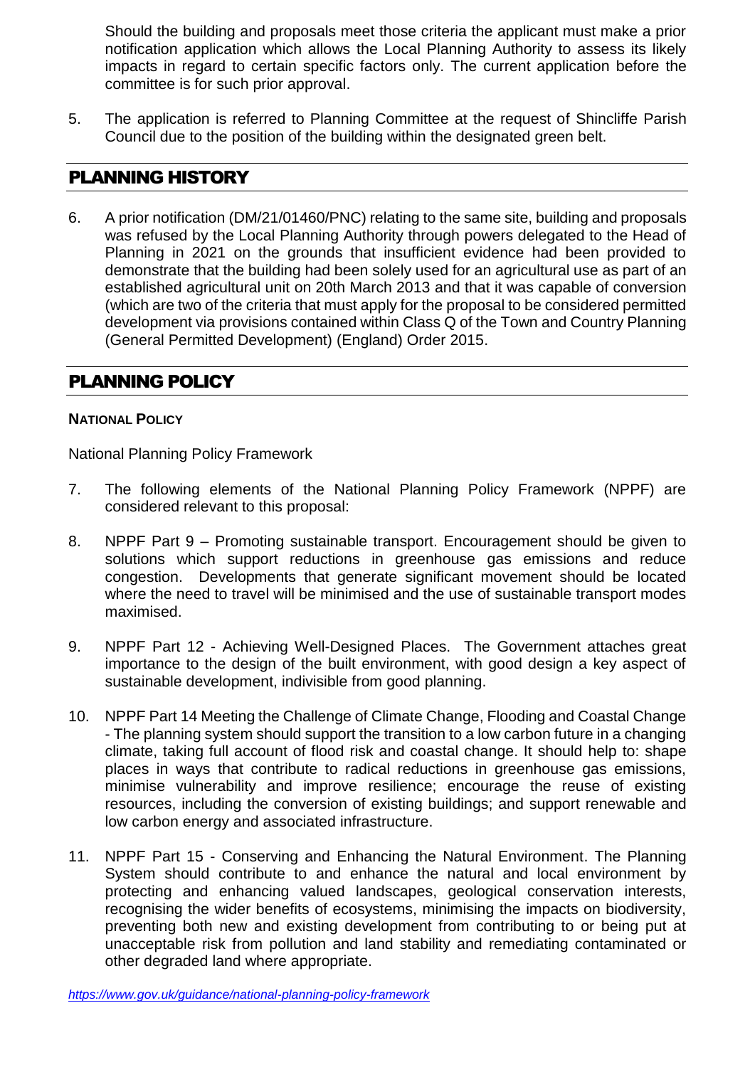Should the building and proposals meet those criteria the applicant must make a prior notification application which allows the Local Planning Authority to assess its likely impacts in regard to certain specific factors only. The current application before the committee is for such prior approval.

5. The application is referred to Planning Committee at the request of Shincliffe Parish Council due to the position of the building within the designated green belt.

## PLANNING HISTORY

6. A prior notification (DM/21/01460/PNC) relating to the same site, building and proposals was refused by the Local Planning Authority through powers delegated to the Head of Planning in 2021 on the grounds that insufficient evidence had been provided to demonstrate that the building had been solely used for an agricultural use as part of an established agricultural unit on 20th March 2013 and that it was capable of conversion (which are two of the criteria that must apply for the proposal to be considered permitted development via provisions contained within Class Q of the Town and Country Planning (General Permitted Development) (England) Order 2015.

## PLANNING POLICY

### NATIONAL POLICY

National Planning Policy Framework

7. The following elements of the National Planning Policy Framework (NPPF) are considered relevant to this proposal:

8. NPPF Part 9 – Promoting sustainable transport. Encouragement should be given to solutions which support reductions in greenhouse gas emissions and reduce congestion. Developments that generate significant movement should be located where the need to travel will be minimised and the use of sustainable transport modes maximised.

9. NPPF Part 12 - Achieving Well-Designed Places. The Government attaches great importance to the design of the built environment, with good design a key aspect of sustainable development, indivisible from good planning.

10. NPPF Part 14 Meeting the Challenge of Climate Change, Flooding and Coastal Change - The planning system should support the transition to a low carbon future in a changing climate, taking full account of flood risk and coastal change. It should help to: shape places in ways that contribute to radical reductions in greenhouse gas emissions, minimise vulnerability and improve resilience; encourage the reuse of existing resources, including the conversion of existing buildings; and support renewable and low carbon energy and associated infrastructure.

11. NPPF Part 15 - Conserving and Enhancing the Natural Environment. The Planning System should contribute to and enhance the natural and local environment by protecting and enhancing valued landscapes, geological conservation interests, recognising the wider benefits of ecosystems, minimising the impacts on biodiversity, preventing both new and existing development from contributing to or being put at unacceptable risk from pollution and land stability and remediating contaminated or other degraded land where appropriate.

*https://www.gov.uk/guidance/national-planning-policy-framework*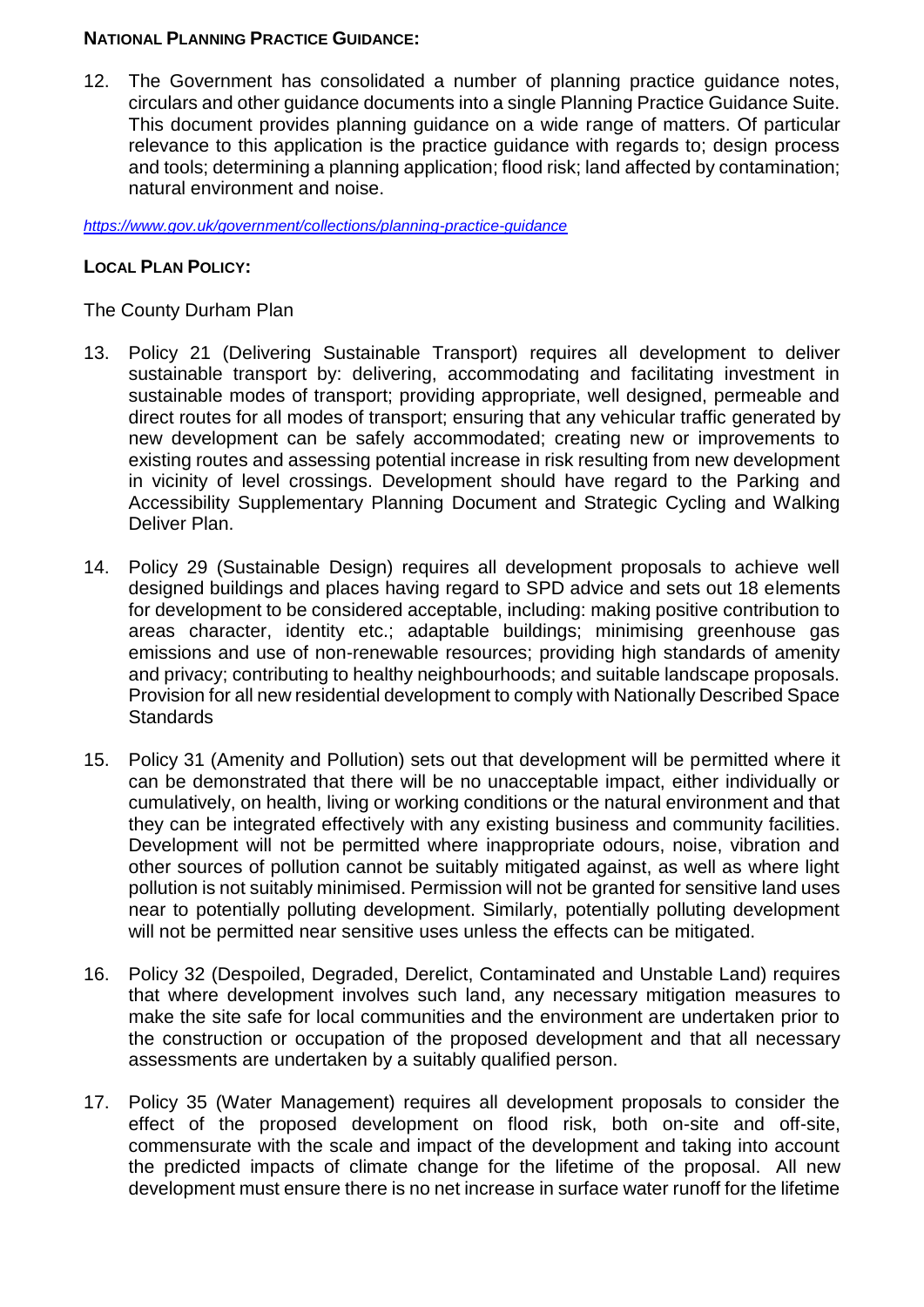**National Planning Practice Guidance:**

12. The Government has consolidated a number of planning practice guidance notes, circulars and other guidance documents into a single Planning Practice Guidance Suite. This document provides planning guidance on a wide range of matters. Of particular relevance to this application is the practice guidance with regards to; design process and tools; determining a planning application; flood risk; land affected by contamination; natural environment and noise.

*https://www.gov.uk/government/collections/planning-practice-guidance*

**Local Plan Policy:**

The County Durham Plan

13. Policy 21 (Delivering Sustainable Transport) requires all development to deliver sustainable transport by: delivering, accommodating and facilitating investment in sustainable modes of transport; providing appropriate, well designed, permeable and direct routes for all modes of transport; ensuring that any vehicular traffic generated by new development can be safely accommodated; creating new or improvements to existing routes and assessing potential increase in risk resulting from new development in vicinity of level crossings. Development should have regard to the Parking and Accessibility Supplementary Planning Document and Strategic Cycling and Walking Deliver Plan.

14. Policy 29 (Sustainable Design) requires all development proposals to achieve well designed buildings and places having regard to SPD advice and sets out 18 elements for development to be considered acceptable, including: making positive contribution to areas character, identity etc.; adaptable buildings; minimising greenhouse gas emissions and use of non-renewable resources; providing high standards of amenity and privacy; contributing to healthy neighbourhoods; and suitable landscape proposals. Provision for all new residential development to comply with Nationally Described Space Standards

15. Policy 31 (Amenity and Pollution) sets out that development will be permitted where it can be demonstrated that there will be no unacceptable impact, either individually or cumulatively, on health, living or working conditions or the natural environment and that they can be integrated effectively with any existing business and community facilities. Development will not be permitted where inappropriate odours, noise, vibration and other sources of pollution cannot be suitably mitigated against, as well as where light pollution is not suitably minimised. Permission will not be granted for sensitive land uses near to potentially polluting development. Similarly, potentially polluting development will not be permitted near sensitive uses unless the effects can be mitigated.

16. Policy 32 (Despoiled, Degraded, Derelict, Contaminated and Unstable Land) requires that where development involves such land, any necessary mitigation measures to make the site safe for local communities and the environment are undertaken prior to the construction or occupation of the proposed development and that all necessary assessments are undertaken by a suitably qualified person.

17. Policy 35 (Water Management) requires all development proposals to consider the effect of the proposed development on flood risk, both on-site and off-site, commensurate with the scale and impact of the development and taking into account the predicted impacts of climate change for the lifetime of the proposal. All new development must ensure there is no net increase in surface water runoff for the lifetime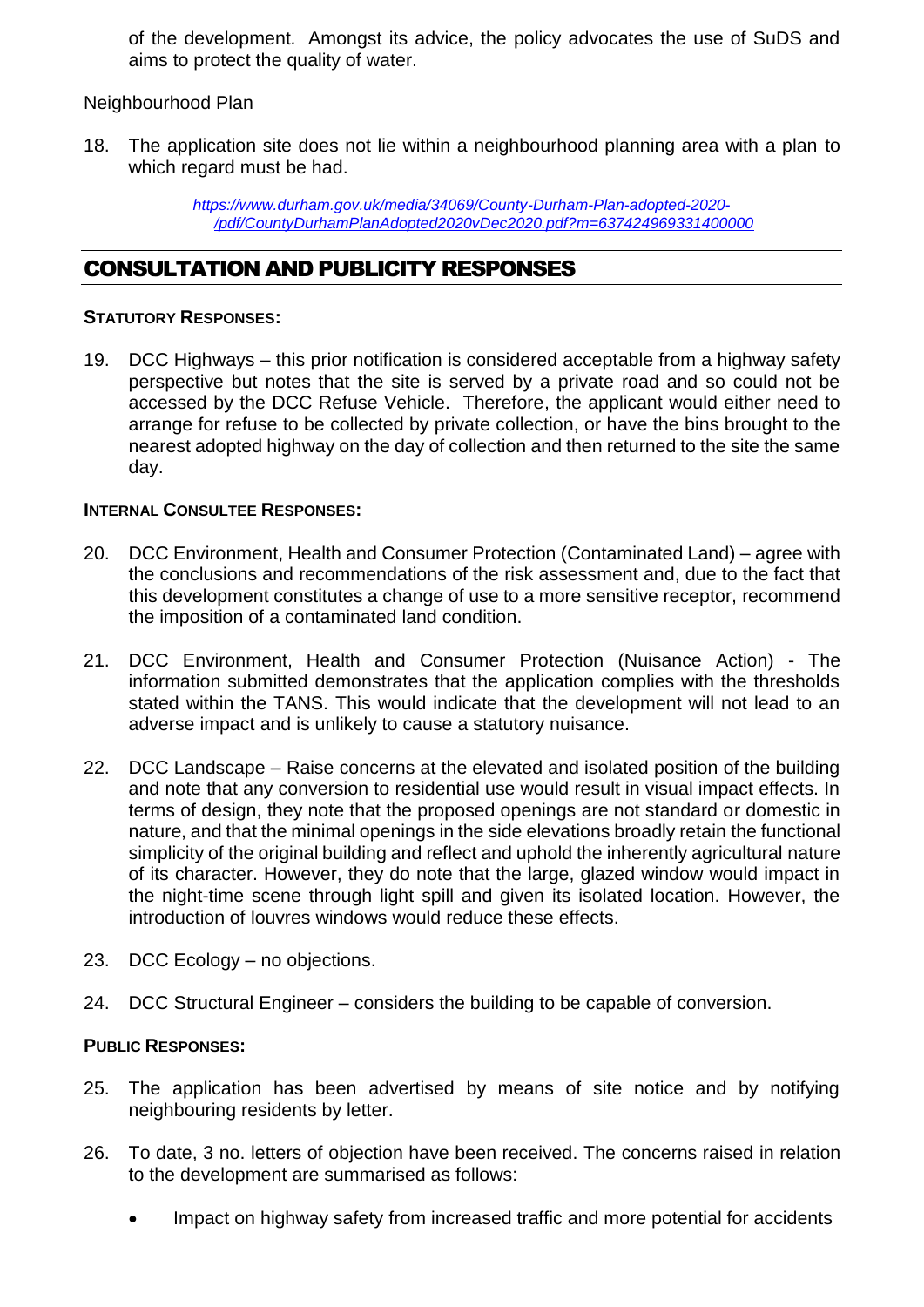of the development. Amongst its advice, the policy advocates the use of SuDS and aims to protect the quality of water.

Neighbourhood Plan

18. The application site does not lie within a neighbourhood planning area with a plan to which regard must be had.

*https://www.durham.gov.uk/media/34069/County-Durham-Plan-adopted-2020-/pdf/CountyDurhamPlanAdopted2020vDec2020.pdf?m=637424969331400000*

## CONSULTATION AND PUBLICITY RESPONSES

**STATUTORY RESPONSES:**

19. DCC Highways – this prior notification is considered acceptable from a highway safety perspective but notes that the site is served by a private road and so could not be accessed by the DCC Refuse Vehicle. Therefore, the applicant would either need to arrange for refuse to be collected by private collection, or have the bins brought to the nearest adopted highway on the day of collection and then returned to the site the same day.

**INTERNAL CONSULTEE RESPONSES:**

20. DCC Environment, Health and Consumer Protection (Contaminated Land) – agree with the conclusions and recommendations of the risk assessment and, due to the fact that this development constitutes a change of use to a more sensitive receptor, recommend the imposition of a contaminated land condition.

21. DCC Environment, Health and Consumer Protection (Nuisance Action) - The information submitted demonstrates that the application complies with the thresholds stated within the TANS. This would indicate that the development will not lead to an adverse impact and is unlikely to cause a statutory nuisance.

22. DCC Landscape – Raise concerns at the elevated and isolated position of the building and note that any conversion to residential use would result in visual impact effects. In terms of design, they note that the proposed openings are not standard or domestic in nature, and that the minimal openings in the side elevations broadly retain the functional simplicity of the original building and reflect and uphold the inherently agricultural nature of its character. However, they do note that the large, glazed window would impact in the night-time scene through light spill and given its isolated location. However, the introduction of louvres windows would reduce these effects.

23. DCC Ecology – no objections.

24. DCC Structural Engineer – considers the building to be capable of conversion.

**PUBLIC RESPONSES:**

25. The application has been advertised by means of site notice and by notifying neighbouring residents by letter.

26. To date, 3 no. letters of objection have been received. The concerns raised in relation to the development are summarised as follows:

- Impact on highway safety from increased traffic and more potential for accidents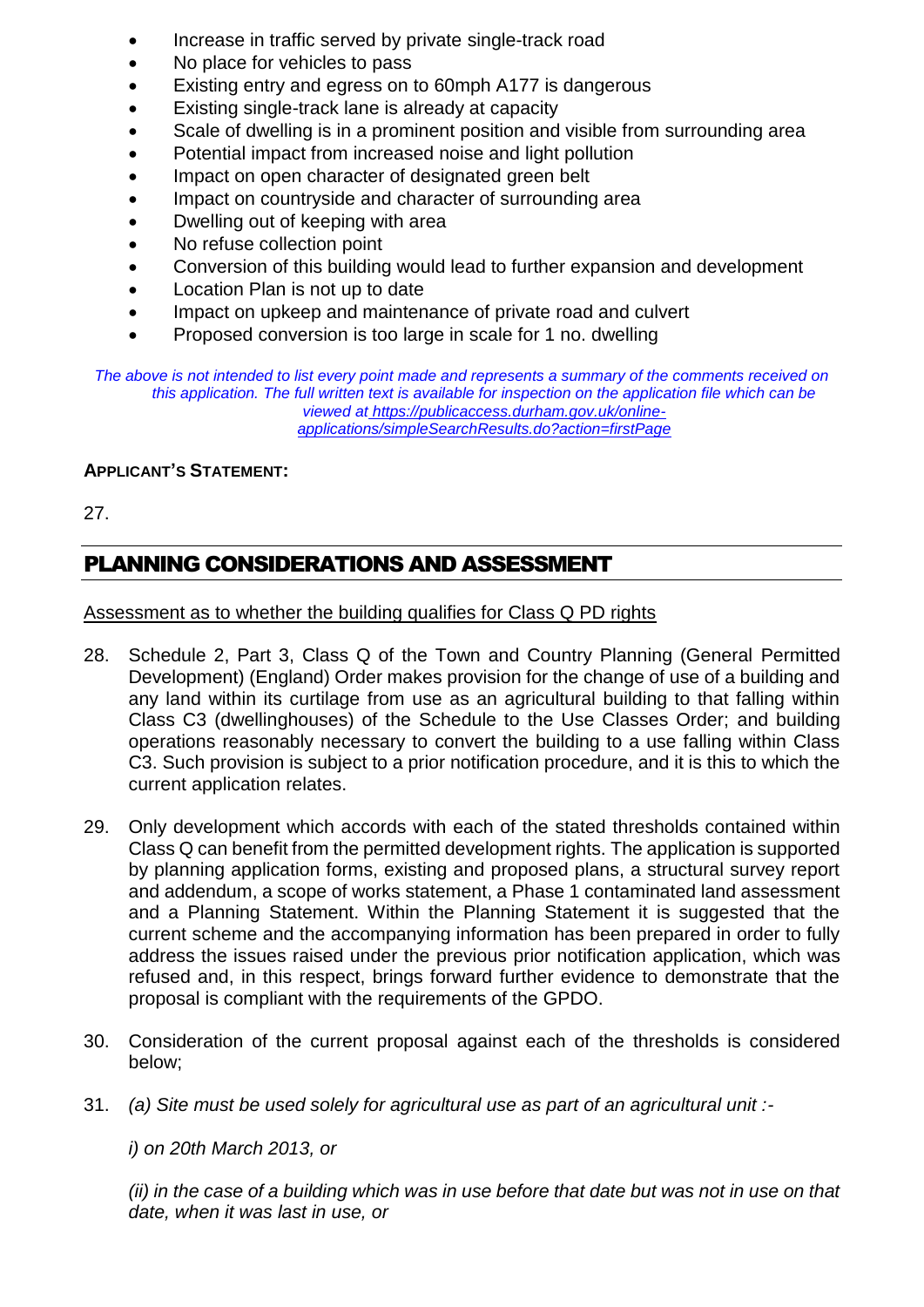- Increase in traffic served by private single-track road
- No place for vehicles to pass
- Existing entry and egress on to 60mph A177 is dangerous
- Existing single-track lane is already at capacity
- Scale of dwelling is in a prominent position and visible from surrounding area
- Potential impact from increased noise and light pollution
- Impact on open character of designated green belt
- Impact on countryside and character of surrounding area
- Dwelling out of keeping with area
- No refuse collection point
- Conversion of this building would lead to further expansion and development
- Location Plan is not up to date
- Impact on upkeep and maintenance of private road and culvert
- Proposed conversion is too large in scale for 1 no. dwelling

*The above is not intended to list every point made and represents a summary of the comments received on this application. The full written text is available for inspection on the application file which can be viewed at https://publicaccess.durham.gov.uk/online-applications/simpleSearchResults.do?action=firstPage*

**APPLICANT'S STATEMENT:**

27.

## PLANNING CONSIDERATIONS AND ASSESSMENT

Assessment as to whether the building qualifies for Class Q PD rights

28. Schedule 2, Part 3, Class Q of the Town and Country Planning (General Permitted Development) (England) Order makes provision for the change of use of a building and any land within its curtilage from use as an agricultural building to that falling within Class C3 (dwellinghouses) of the Schedule to the Use Classes Order; and building operations reasonably necessary to convert the building to a use falling within Class C3. Such provision is subject to a prior notification procedure, and it is this to which the current application relates.

29. Only development which accords with each of the stated thresholds contained within Class Q can benefit from the permitted development rights. The application is supported by planning application forms, existing and proposed plans, a structural survey report and addendum, a scope of works statement, a Phase 1 contaminated land assessment and a Planning Statement. Within the Planning Statement it is suggested that the current scheme and the accompanying information has been prepared in order to fully address the issues raised under the previous prior notification application, which was refused and, in this respect, brings forward further evidence to demonstrate that the proposal is compliant with the requirements of the GPDO.

30. Consideration of the current proposal against each of the thresholds is considered below;

31. *(a) Site must be used solely for agricultural use as part of an agricultural unit :-*

    *i) on 20th March 2013, or*

    *(ii) in the case of a building which was in use before that date but was not in use on that date, when it was last in use, or*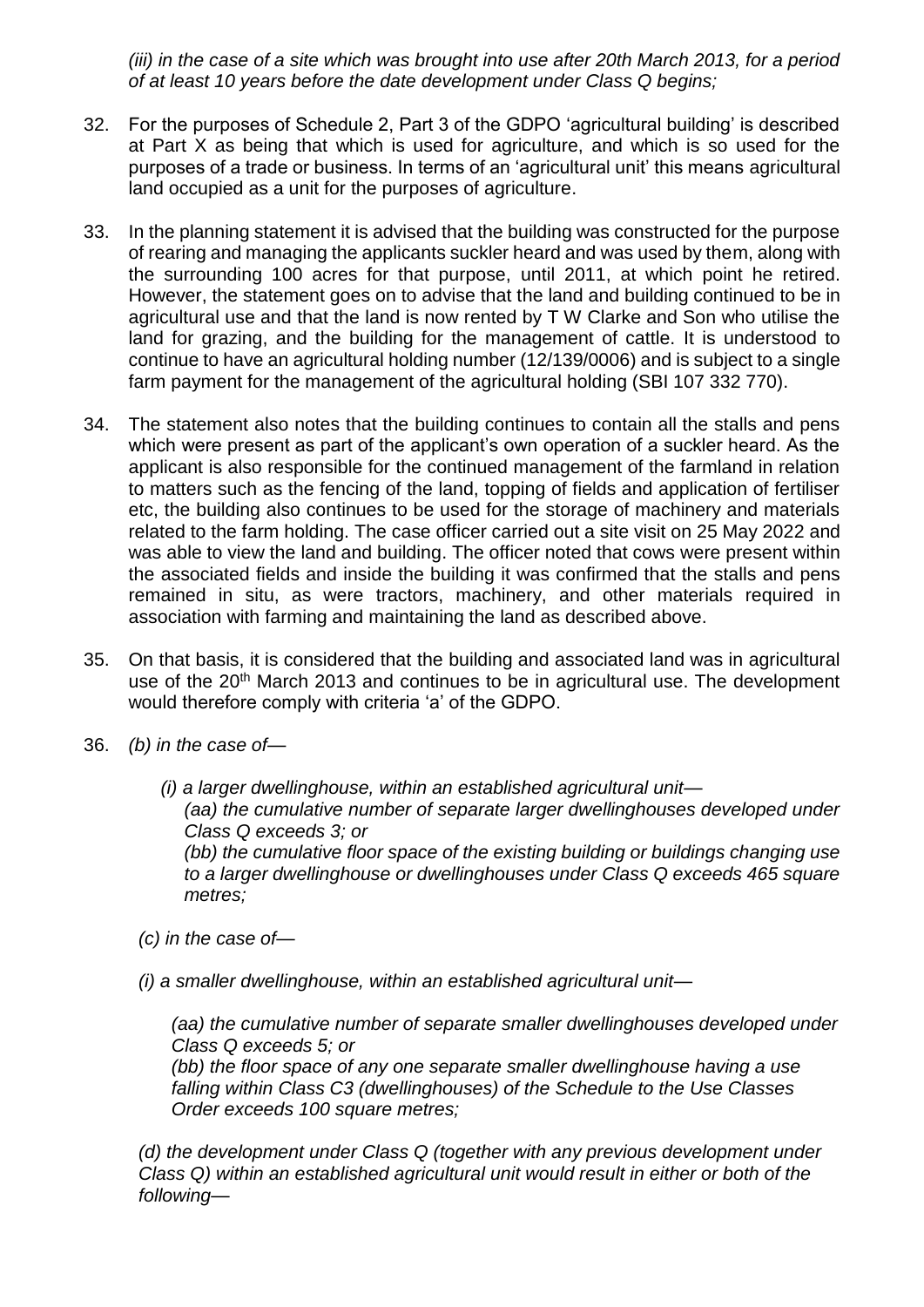*(iii) in the case of a site which was brought into use after 20th March 2013, for a period of at least 10 years before the date development under Class Q begins;*

32. For the purposes of Schedule 2, Part 3 of the GDPO 'agricultural building' is described at Part X as being that which is used for agriculture, and which is so used for the purposes of a trade or business. In terms of an 'agricultural unit' this means agricultural land occupied as a unit for the purposes of agriculture.

33. In the planning statement it is advised that the building was constructed for the purpose of rearing and managing the applicants suckler heard and was used by them, along with the surrounding 100 acres for that purpose, until 2011, at which point he retired. However, the statement goes on to advise that the land and building continued to be in agricultural use and that the land is now rented by T W Clarke and Son who utilise the land for grazing, and the building for the management of cattle. It is understood to continue to have an agricultural holding number (12/139/0006) and is subject to a single farm payment for the management of the agricultural holding (SBI 107 332 770).

34. The statement also notes that the building continues to contain all the stalls and pens which were present as part of the applicant's own operation of a suckler heard. As the applicant is also responsible for the continued management of the farmland in relation to matters such as the fencing of the land, topping of fields and application of fertiliser etc, the building also continues to be used for the storage of machinery and materials related to the farm holding. The case officer carried out a site visit on 25 May 2022 and was able to view the land and building. The officer noted that cows were present within the associated fields and inside the building it was confirmed that the stalls and pens remained in situ, as were tractors, machinery, and other materials required in association with farming and maintaining the land as described above.

35. On that basis, it is considered that the building and associated land was in agricultural use of the 20th March 2013 and continues to be in agricultural use. The development would therefore comply with criteria 'a' of the GDPO.

36. *(b) in the case of—*

    *(i) a larger dwellinghouse, within an established agricultural unit—*
    *(aa) the cumulative number of separate larger dwellinghouses developed under Class Q exceeds 3; or*
    *(bb) the cumulative floor space of the existing building or buildings changing use to a larger dwellinghouse or dwellinghouses under Class Q exceeds 465 square metres;*

    *(c) in the case of—*

    *(i) a smaller dwellinghouse, within an established agricultural unit—*

    *(aa) the cumulative number of separate smaller dwellinghouses developed under Class Q exceeds 5; or*
    *(bb) the floor space of any one separate smaller dwellinghouse having a use falling within Class C3 (dwellinghouses) of the Schedule to the Use Classes Order exceeds 100 square metres;*

    *(d) the development under Class Q (together with any previous development under Class Q) within an established agricultural unit would result in either or both of the following—*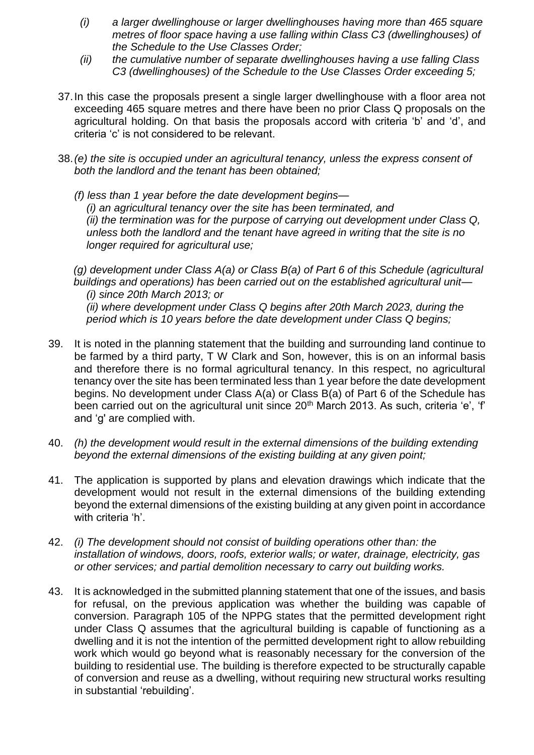*(i) a larger dwellinghouse or larger dwellinghouses having more than 465 square metres of floor space having a use falling within Class C3 (dwellinghouses) of the Schedule to the Use Classes Order;*

*(ii) the cumulative number of separate dwellinghouses having a use falling Class C3 (dwellinghouses) of the Schedule to the Use Classes Order exceeding 5;*

37. In this case the proposals present a single larger dwellinghouse with a floor area not exceeding 465 square metres and there have been no prior Class Q proposals on the agricultural holding. On that basis the proposals accord with criteria 'b' and 'd', and criteria 'c' is not considered to be relevant.

38. *(e) the site is occupied under an agricultural tenancy, unless the express consent of both the landlord and the tenant has been obtained;*

    *(f) less than 1 year before the date development begins—*
    *(i) an agricultural tenancy over the site has been terminated, and*
    *(ii) the termination was for the purpose of carrying out development under Class Q, unless both the landlord and the tenant have agreed in writing that the site is no longer required for agricultural use;*

    *(g) development under Class A(a) or Class B(a) of Part 6 of this Schedule (agricultural buildings and operations) has been carried out on the established agricultural unit—*
    *(i) since 20th March 2013; or*
    *(ii) where development under Class Q begins after 20th March 2023, during the period which is 10 years before the date development under Class Q begins;*

39. It is noted in the planning statement that the building and surrounding land continue to be farmed by a third party, T W Clark and Son, however, this is on an informal basis and therefore there is no formal agricultural tenancy. In this respect, no agricultural tenancy over the site has been terminated less than 1 year before the date development begins. No development under Class A(a) or Class B(a) of Part 6 of the Schedule has been carried out on the agricultural unit since 20th March 2013. As such, criteria 'e', 'f' and 'g' are complied with.

40. *(h) the development would result in the external dimensions of the building extending beyond the external dimensions of the existing building at any given point;*

41. The application is supported by plans and elevation drawings which indicate that the development would not result in the external dimensions of the building extending beyond the external dimensions of the existing building at any given point in accordance with criteria 'h'.

42. *(i) The development should not consist of building operations other than: the installation of windows, doors, roofs, exterior walls; or water, drainage, electricity, gas or other services; and partial demolition necessary to carry out building works.*

43. It is acknowledged in the submitted planning statement that one of the issues, and basis for refusal, on the previous application was whether the building was capable of conversion. Paragraph 105 of the NPPG states that the permitted development right under Class Q assumes that the agricultural building is capable of functioning as a dwelling and it is not the intention of the permitted development right to allow rebuilding work which would go beyond what is reasonably necessary for the conversion of the building to residential use. The building is therefore expected to be structurally capable of conversion and reuse as a dwelling, without requiring new structural works resulting in substantial 'rebuilding'.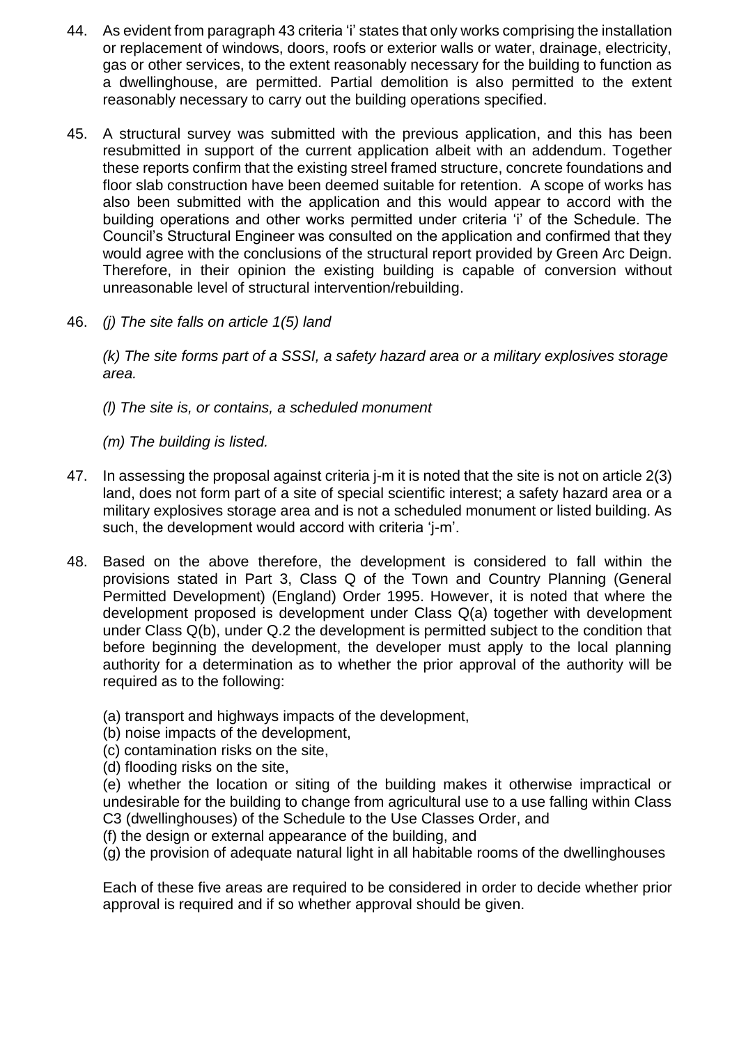44. As evident from paragraph 43 criteria 'i' states that only works comprising the installation or replacement of windows, doors, roofs or exterior walls or water, drainage, electricity, gas or other services, to the extent reasonably necessary for the building to function as a dwellinghouse, are permitted. Partial demolition is also permitted to the extent reasonably necessary to carry out the building operations specified.

45. A structural survey was submitted with the previous application, and this has been resubmitted in support of the current application albeit with an addendum. Together these reports confirm that the existing streel framed structure, concrete foundations and floor slab construction have been deemed suitable for retention. A scope of works has also been submitted with the application and this would appear to accord with the building operations and other works permitted under criteria 'i' of the Schedule. The Council's Structural Engineer was consulted on the application and confirmed that they would agree with the conclusions of the structural report provided by Green Arc Deign. Therefore, in their opinion the existing building is capable of conversion without unreasonable level of structural intervention/rebuilding.

46. *(j) The site falls on article 1(5) land*

    *(k) The site forms part of a SSSI, a safety hazard area or a military explosives storage area.*

    *(l) The site is, or contains, a scheduled monument*

    *(m) The building is listed.*

47. In assessing the proposal against criteria j-m it is noted that the site is not on article 2(3) land, does not form part of a site of special scientific interest; a safety hazard area or a military explosives storage area and is not a scheduled monument or listed building. As such, the development would accord with criteria 'j-m'.

48. Based on the above therefore, the development is considered to fall within the provisions stated in Part 3, Class Q of the Town and Country Planning (General Permitted Development) (England) Order 1995. However, it is noted that where the development proposed is development under Class Q(a) together with development under Class Q(b), under Q.2 the development is permitted subject to the condition that before beginning the development, the developer must apply to the local planning authority for a determination as to whether the prior approval of the authority will be required as to the following:

    (a) transport and highways impacts of the development,
    (b) noise impacts of the development,
    (c) contamination risks on the site,
    (d) flooding risks on the site,
    (e) whether the location or siting of the building makes it otherwise impractical or undesirable for the building to change from agricultural use to a use falling within Class C3 (dwellinghouses) of the Schedule to the Use Classes Order, and
    (f) the design or external appearance of the building, and
    (g) the provision of adequate natural light in all habitable rooms of the dwellinghouses

    Each of these five areas are required to be considered in order to decide whether prior approval is required and if so whether approval should be given.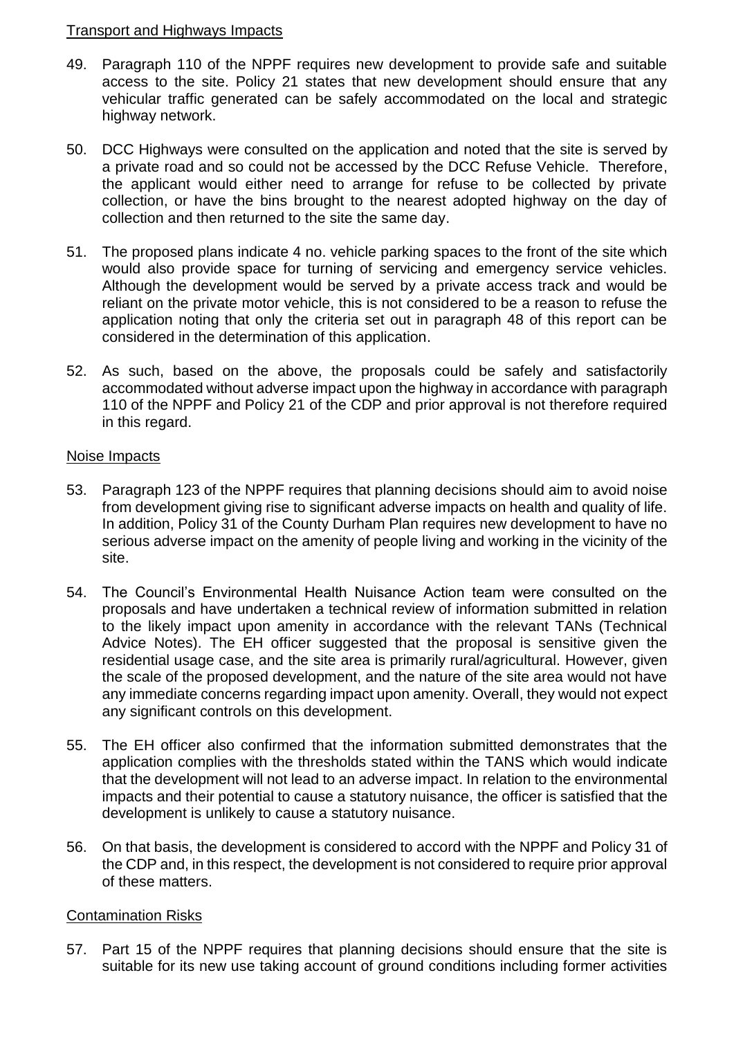Transport and Highways Impacts

49. Paragraph 110 of the NPPF requires new development to provide safe and suitable access to the site. Policy 21 states that new development should ensure that any vehicular traffic generated can be safely accommodated on the local and strategic highway network.

50. DCC Highways were consulted on the application and noted that the site is served by a private road and so could not be accessed by the DCC Refuse Vehicle. Therefore, the applicant would either need to arrange for refuse to be collected by private collection, or have the bins brought to the nearest adopted highway on the day of collection and then returned to the site the same day.

51. The proposed plans indicate 4 no. vehicle parking spaces to the front of the site which would also provide space for turning of servicing and emergency service vehicles. Although the development would be served by a private access track and would be reliant on the private motor vehicle, this is not considered to be a reason to refuse the application noting that only the criteria set out in paragraph 48 of this report can be considered in the determination of this application.

52. As such, based on the above, the proposals could be safely and satisfactorily accommodated without adverse impact upon the highway in accordance with paragraph 110 of the NPPF and Policy 21 of the CDP and prior approval is not therefore required in this regard.

Noise Impacts

53. Paragraph 123 of the NPPF requires that planning decisions should aim to avoid noise from development giving rise to significant adverse impacts on health and quality of life. In addition, Policy 31 of the County Durham Plan requires new development to have no serious adverse impact on the amenity of people living and working in the vicinity of the site.

54. The Council's Environmental Health Nuisance Action team were consulted on the proposals and have undertaken a technical review of information submitted in relation to the likely impact upon amenity in accordance with the relevant TANs (Technical Advice Notes). The EH officer suggested that the proposal is sensitive given the residential usage case, and the site area is primarily rural/agricultural. However, given the scale of the proposed development, and the nature of the site area would not have any immediate concerns regarding impact upon amenity. Overall, they would not expect any significant controls on this development.

55. The EH officer also confirmed that the information submitted demonstrates that the application complies with the thresholds stated within the TANS which would indicate that the development will not lead to an adverse impact. In relation to the environmental impacts and their potential to cause a statutory nuisance, the officer is satisfied that the development is unlikely to cause a statutory nuisance.

56. On that basis, the development is considered to accord with the NPPF and Policy 31 of the CDP and, in this respect, the development is not considered to require prior approval of these matters.

Contamination Risks

57. Part 15 of the NPPF requires that planning decisions should ensure that the site is suitable for its new use taking account of ground conditions including former activities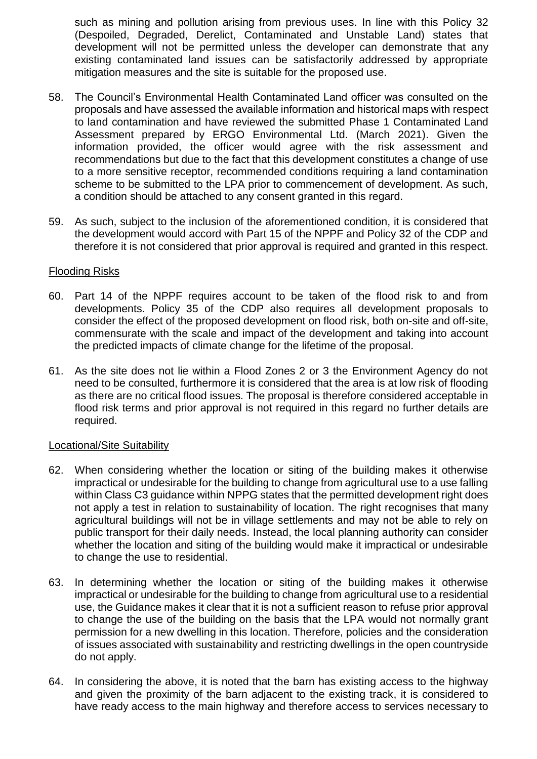such as mining and pollution arising from previous uses. In line with this Policy 32 (Despoiled, Degraded, Derelict, Contaminated and Unstable Land) states that development will not be permitted unless the developer can demonstrate that any existing contaminated land issues can be satisfactorily addressed by appropriate mitigation measures and the site is suitable for the proposed use.

58. The Council's Environmental Health Contaminated Land officer was consulted on the proposals and have assessed the available information and historical maps with respect to land contamination and have reviewed the submitted Phase 1 Contaminated Land Assessment prepared by ERGO Environmental Ltd. (March 2021). Given the information provided, the officer would agree with the risk assessment and recommendations but due to the fact that this development constitutes a change of use to a more sensitive receptor, recommended conditions requiring a land contamination scheme to be submitted to the LPA prior to commencement of development. As such, a condition should be attached to any consent granted in this regard.

59. As such, subject to the inclusion of the aforementioned condition, it is considered that the development would accord with Part 15 of the NPPF and Policy 32 of the CDP and therefore it is not considered that prior approval is required and granted in this respect.

Flooding Risks

60. Part 14 of the NPPF requires account to be taken of the flood risk to and from developments. Policy 35 of the CDP also requires all development proposals to consider the effect of the proposed development on flood risk, both on-site and off-site, commensurate with the scale and impact of the development and taking into account the predicted impacts of climate change for the lifetime of the proposal.

61. As the site does not lie within a Flood Zones 2 or 3 the Environment Agency do not need to be consulted, furthermore it is considered that the area is at low risk of flooding as there are no critical flood issues. The proposal is therefore considered acceptable in flood risk terms and prior approval is not required in this regard no further details are required.

Locational/Site Suitability

62. When considering whether the location or siting of the building makes it otherwise impractical or undesirable for the building to change from agricultural use to a use falling within Class C3 guidance within NPPG states that the permitted development right does not apply a test in relation to sustainability of location. The right recognises that many agricultural buildings will not be in village settlements and may not be able to rely on public transport for their daily needs. Instead, the local planning authority can consider whether the location and siting of the building would make it impractical or undesirable to change the use to residential.

63. In determining whether the location or siting of the building makes it otherwise impractical or undesirable for the building to change from agricultural use to a residential use, the Guidance makes it clear that it is not a sufficient reason to refuse prior approval to change the use of the building on the basis that the LPA would not normally grant permission for a new dwelling in this location. Therefore, policies and the consideration of issues associated with sustainability and restricting dwellings in the open countryside do not apply.

64. In considering the above, it is noted that the barn has existing access to the highway and given the proximity of the barn adjacent to the existing track, it is considered to have ready access to the main highway and therefore access to services necessary to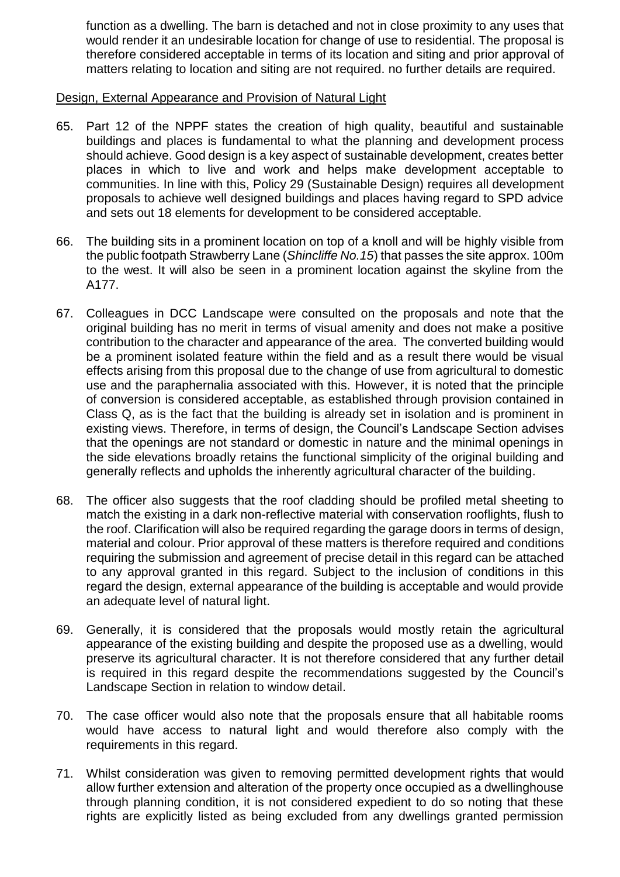function as a dwelling. The barn is detached and not in close proximity to any uses that would render it an undesirable location for change of use to residential. The proposal is therefore considered acceptable in terms of its location and siting and prior approval of matters relating to location and siting are not required. no further details are required.

Design, External Appearance and Provision of Natural Light

65. Part 12 of the NPPF states the creation of high quality, beautiful and sustainable buildings and places is fundamental to what the planning and development process should achieve. Good design is a key aspect of sustainable development, creates better places in which to live and work and helps make development acceptable to communities. In line with this, Policy 29 (Sustainable Design) requires all development proposals to achieve well designed buildings and places having regard to SPD advice and sets out 18 elements for development to be considered acceptable.

66. The building sits in a prominent location on top of a knoll and will be highly visible from the public footpath Strawberry Lane (*Shincliffe No.15*) that passes the site approx. 100m to the west. It will also be seen in a prominent location against the skyline from the A177.

67. Colleagues in DCC Landscape were consulted on the proposals and note that the original building has no merit in terms of visual amenity and does not make a positive contribution to the character and appearance of the area. The converted building would be a prominent isolated feature within the field and as a result there would be visual effects arising from this proposal due to the change of use from agricultural to domestic use and the paraphernalia associated with this. However, it is noted that the principle of conversion is considered acceptable, as established through provision contained in Class Q, as is the fact that the building is already set in isolation and is prominent in existing views. Therefore, in terms of design, the Council's Landscape Section advises that the openings are not standard or domestic in nature and the minimal openings in the side elevations broadly retains the functional simplicity of the original building and generally reflects and upholds the inherently agricultural character of the building.

68. The officer also suggests that the roof cladding should be profiled metal sheeting to match the existing in a dark non-reflective material with conservation rooflights, flush to the roof. Clarification will also be required regarding the garage doors in terms of design, material and colour. Prior approval of these matters is therefore required and conditions requiring the submission and agreement of precise detail in this regard can be attached to any approval granted in this regard. Subject to the inclusion of conditions in this regard the design, external appearance of the building is acceptable and would provide an adequate level of natural light.

69. Generally, it is considered that the proposals would mostly retain the agricultural appearance of the existing building and despite the proposed use as a dwelling, would preserve its agricultural character. It is not therefore considered that any further detail is required in this regard despite the recommendations suggested by the Council's Landscape Section in relation to window detail.

70. The case officer would also note that the proposals ensure that all habitable rooms would have access to natural light and would therefore also comply with the requirements in this regard.

71. Whilst consideration was given to removing permitted development rights that would allow further extension and alteration of the property once occupied as a dwellinghouse through planning condition, it is not considered expedient to do so noting that these rights are explicitly listed as being excluded from any dwellings granted permission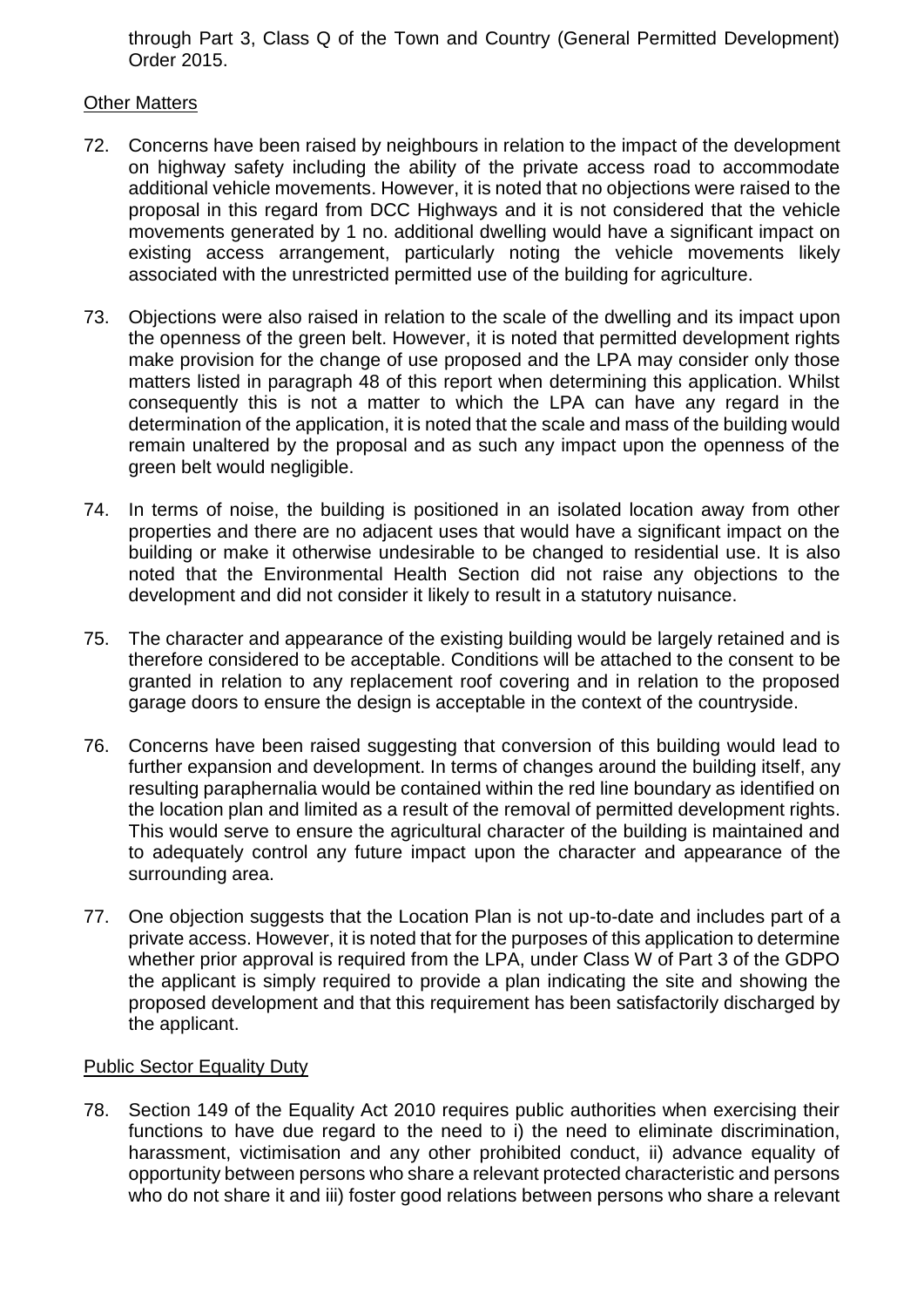through Part 3, Class Q of the Town and Country (General Permitted Development) Order 2015.

## Other Matters

72. Concerns have been raised by neighbours in relation to the impact of the development on highway safety including the ability of the private access road to accommodate additional vehicle movements. However, it is noted that no objections were raised to the proposal in this regard from DCC Highways and it is not considered that the vehicle movements generated by 1 no. additional dwelling would have a significant impact on existing access arrangement, particularly noting the vehicle movements likely associated with the unrestricted permitted use of the building for agriculture.

73. Objections were also raised in relation to the scale of the dwelling and its impact upon the openness of the green belt. However, it is noted that permitted development rights make provision for the change of use proposed and the LPA may consider only those matters listed in paragraph 48 of this report when determining this application. Whilst consequently this is not a matter to which the LPA can have any regard in the determination of the application, it is noted that the scale and mass of the building would remain unaltered by the proposal and as such any impact upon the openness of the green belt would negligible.

74. In terms of noise, the building is positioned in an isolated location away from other properties and there are no adjacent uses that would have a significant impact on the building or make it otherwise undesirable to be changed to residential use. It is also noted that the Environmental Health Section did not raise any objections to the development and did not consider it likely to result in a statutory nuisance.

75. The character and appearance of the existing building would be largely retained and is therefore considered to be acceptable. Conditions will be attached to the consent to be granted in relation to any replacement roof covering and in relation to the proposed garage doors to ensure the design is acceptable in the context of the countryside.

76. Concerns have been raised suggesting that conversion of this building would lead to further expansion and development. In terms of changes around the building itself, any resulting paraphernalia would be contained within the red line boundary as identified on the location plan and limited as a result of the removal of permitted development rights. This would serve to ensure the agricultural character of the building is maintained and to adequately control any future impact upon the character and appearance of the surrounding area.

77. One objection suggests that the Location Plan is not up-to-date and includes part of a private access. However, it is noted that for the purposes of this application to determine whether prior approval is required from the LPA, under Class W of Part 3 of the GDPO the applicant is simply required to provide a plan indicating the site and showing the proposed development and that this requirement has been satisfactorily discharged by the applicant.

## Public Sector Equality Duty

78. Section 149 of the Equality Act 2010 requires public authorities when exercising their functions to have due regard to the need to i) the need to eliminate discrimination, harassment, victimisation and any other prohibited conduct, ii) advance equality of opportunity between persons who share a relevant protected characteristic and persons who do not share it and iii) foster good relations between persons who share a relevant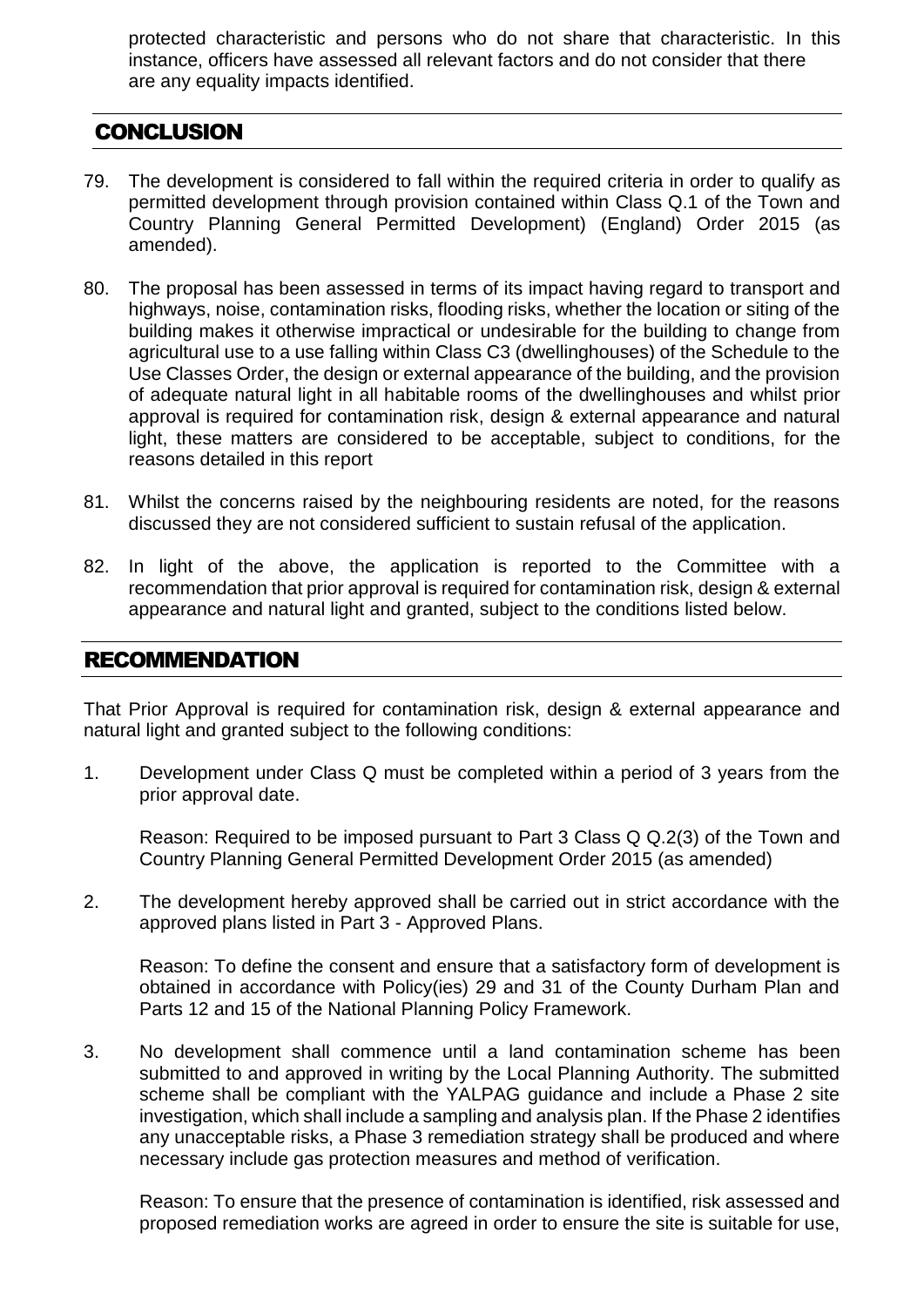protected characteristic and persons who do not share that characteristic. In this instance, officers have assessed all relevant factors and do not consider that there are any equality impacts identified.

## CONCLUSION

79. The development is considered to fall within the required criteria in order to qualify as permitted development through provision contained within Class Q.1 of the Town and Country Planning General Permitted Development) (England) Order 2015 (as amended).

80. The proposal has been assessed in terms of its impact having regard to transport and highways, noise, contamination risks, flooding risks, whether the location or siting of the building makes it otherwise impractical or undesirable for the building to change from agricultural use to a use falling within Class C3 (dwellinghouses) of the Schedule to the Use Classes Order, the design or external appearance of the building, and the provision of adequate natural light in all habitable rooms of the dwellinghouses and whilst prior approval is required for contamination risk, design & external appearance and natural light, these matters are considered to be acceptable, subject to conditions, for the reasons detailed in this report

81. Whilst the concerns raised by the neighbouring residents are noted, for the reasons discussed they are not considered sufficient to sustain refusal of the application.

82. In light of the above, the application is reported to the Committee with a recommendation that prior approval is required for contamination risk, design & external appearance and natural light and granted, subject to the conditions listed below.

## RECOMMENDATION

That Prior Approval is required for contamination risk, design & external appearance and natural light and granted subject to the following conditions:

1. Development under Class Q must be completed within a period of 3 years from the prior approval date.

   Reason: Required to be imposed pursuant to Part 3 Class Q Q.2(3) of the Town and Country Planning General Permitted Development Order 2015 (as amended)

2. The development hereby approved shall be carried out in strict accordance with the approved plans listed in Part 3 - Approved Plans.

   Reason: To define the consent and ensure that a satisfactory form of development is obtained in accordance with Policy(ies) 29 and 31 of the County Durham Plan and Parts 12 and 15 of the National Planning Policy Framework.

3. No development shall commence until a land contamination scheme has been submitted to and approved in writing by the Local Planning Authority. The submitted scheme shall be compliant with the YALPAG guidance and include a Phase 2 site investigation, which shall include a sampling and analysis plan. If the Phase 2 identifies any unacceptable risks, a Phase 3 remediation strategy shall be produced and where necessary include gas protection measures and method of verification.

   Reason: To ensure that the presence of contamination is identified, risk assessed and proposed remediation works are agreed in order to ensure the site is suitable for use,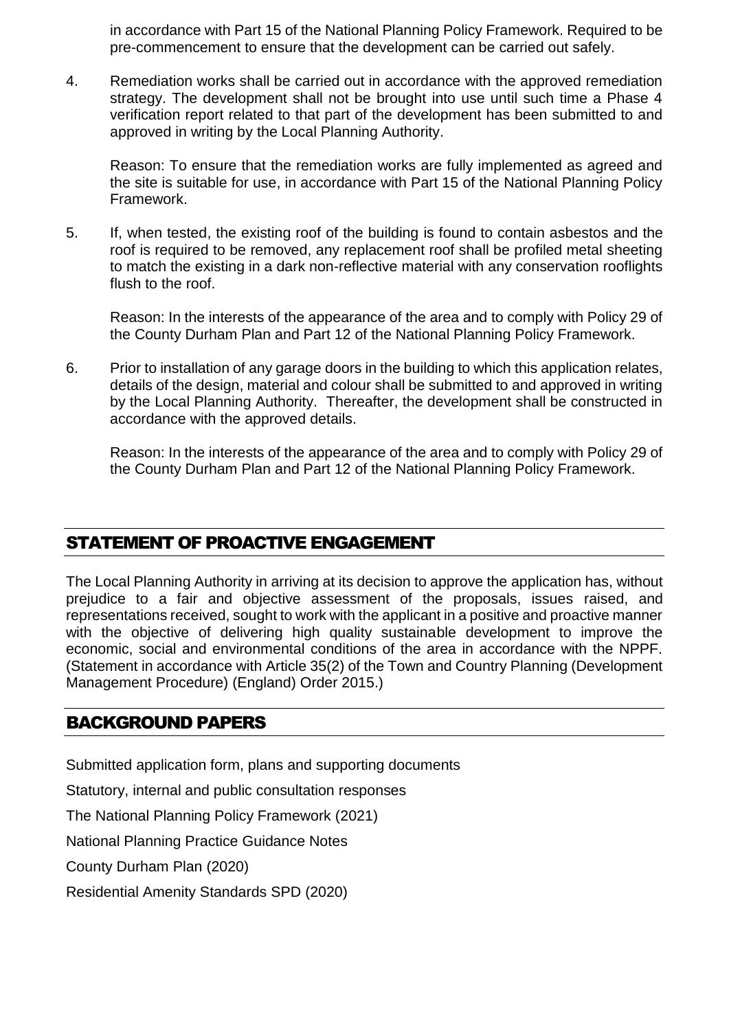in accordance with Part 15 of the National Planning Policy Framework. Required to be pre-commencement to ensure that the development can be carried out safely.

4. Remediation works shall be carried out in accordance with the approved remediation strategy. The development shall not be brought into use until such time a Phase 4 verification report related to that part of the development has been submitted to and approved in writing by the Local Planning Authority.

   Reason: To ensure that the remediation works are fully implemented as agreed and the site is suitable for use, in accordance with Part 15 of the National Planning Policy Framework.

5. If, when tested, the existing roof of the building is found to contain asbestos and the roof is required to be removed, any replacement roof shall be profiled metal sheeting to match the existing in a dark non-reflective material with any conservation rooflights flush to the roof.

   Reason: In the interests of the appearance of the area and to comply with Policy 29 of the County Durham Plan and Part 12 of the National Planning Policy Framework.

6. Prior to installation of any garage doors in the building to which this application relates, details of the design, material and colour shall be submitted to and approved in writing by the Local Planning Authority. Thereafter, the development shall be constructed in accordance with the approved details.

   Reason: In the interests of the appearance of the area and to comply with Policy 29 of the County Durham Plan and Part 12 of the National Planning Policy Framework.

## STATEMENT OF PROACTIVE ENGAGEMENT

The Local Planning Authority in arriving at its decision to approve the application has, without prejudice to a fair and objective assessment of the proposals, issues raised, and representations received, sought to work with the applicant in a positive and proactive manner with the objective of delivering high quality sustainable development to improve the economic, social and environmental conditions of the area in accordance with the NPPF. (Statement in accordance with Article 35(2) of the Town and Country Planning (Development Management Procedure) (England) Order 2015.)

## BACKGROUND PAPERS

Submitted application form, plans and supporting documents

Statutory, internal and public consultation responses

The National Planning Policy Framework (2021)

National Planning Practice Guidance Notes

County Durham Plan (2020)

Residential Amenity Standards SPD (2020)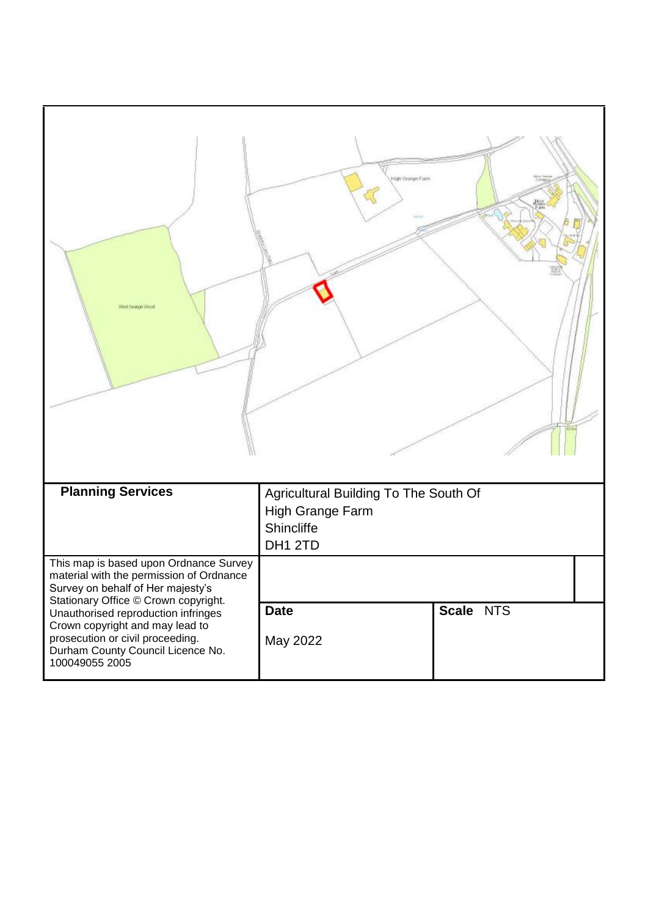High Grange Farm

West Grange Wood

| | | | |
|---|---|---|---|
| **Planning Services** | Agricultural Building To The South Of<br>High Grange Farm<br>Shincliffe<br>DH1 2TD | | |
| This map is based upon Ordnance Survey material with the permission of Ordnance Survey on behalf of Her majesty's Stationary Office © Crown copyright. Unauthorised reproduction infringes Crown copyright and may lead to prosecution or civil proceeding. Durham County Council Licence No. 100049055 2005 | | | |
| | **Date**<br><br>May 2022 | **Scale** NTS | |